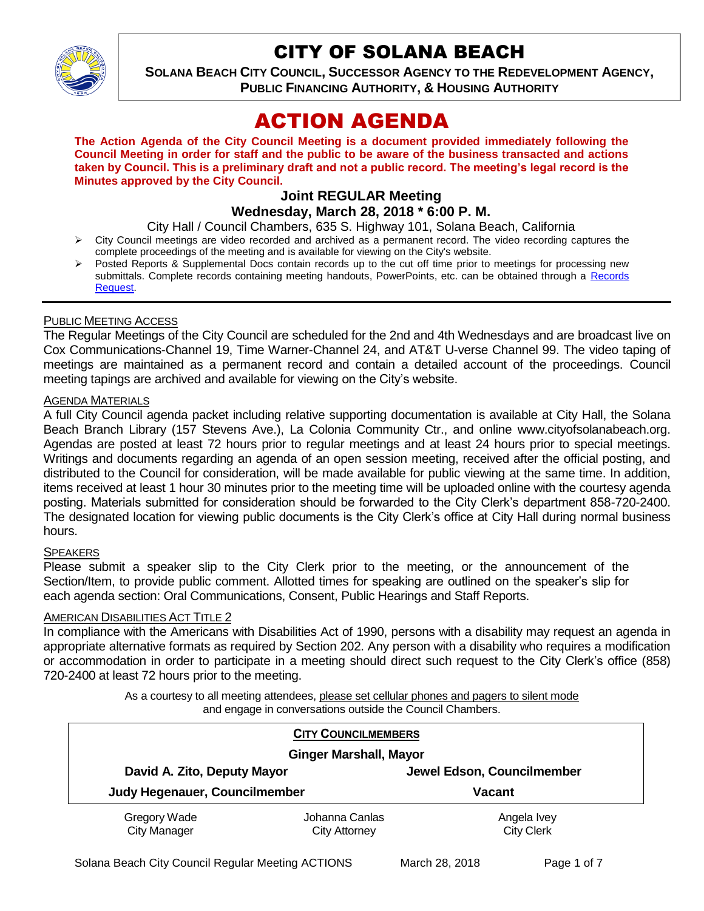# CITY OF SOLANA BEACH

**SOLANA BEACH CITY COUNCIL, SUCCESSOR AGENCY TO THE REDEVELOPMENT AGENCY, PUBLIC FINANCING AUTHORITY, & HOUSING AUTHORITY**

# ACTION AGENDA

**The Action Agenda of the City Council Meeting is a document provided immediately following the Council Meeting in order for staff and the public to be aware of the business transacted and actions taken by Council. This is a preliminary draft and not a public record. The meeting's legal record is the Minutes approved by the City Council.**

### Joint REGULAR Meeting
### Wednesday, March 28, 2018 * 6:00 P. M.

City Hall / Council Chambers, 635 S. Highway 101, Solana Beach, California

- City Council meetings are video recorded and archived as a permanent record. The video recording captures the complete proceedings of the meeting and is available for viewing on the City's website.
- Posted Reports & Supplemental Docs contain records up to the cut off time prior to meetings for processing new submittals. Complete records containing meeting handouts, PowerPoints, etc. can be obtained through a Records Request.

---

PUBLIC MEETING ACCESS

The Regular Meetings of the City Council are scheduled for the 2nd and 4th Wednesdays and are broadcast live on Cox Communications-Channel 19, Time Warner-Channel 24, and AT&T U-verse Channel 99. The video taping of meetings are maintained as a permanent record and contain a detailed account of the proceedings. Council meeting tapings are archived and available for viewing on the City's website.

AGENDA MATERIALS

A full City Council agenda packet including relative supporting documentation is available at City Hall, the Solana Beach Branch Library (157 Stevens Ave.), La Colonia Community Ctr., and online www.cityofsolanabeach.org. Agendas are posted at least 72 hours prior to regular meetings and at least 24 hours prior to special meetings. Writings and documents regarding an agenda of an open session meeting, received after the official posting, and distributed to the Council for consideration, will be made available for public viewing at the same time. In addition, items received at least 1 hour 30 minutes prior to the meeting time will be uploaded online with the courtesy agenda posting. Materials submitted for consideration should be forwarded to the City Clerk's department 858-720-2400. The designated location for viewing public documents is the City Clerk's office at City Hall during normal business hours.

SPEAKERS

Please submit a speaker slip to the City Clerk prior to the meeting, or the announcement of the Section/Item, to provide public comment. Allotted times for speaking are outlined on the speaker's slip for each agenda section: Oral Communications, Consent, Public Hearings and Staff Reports.

AMERICAN DISABILITIES ACT TITLE 2

In compliance with the Americans with Disabilities Act of 1990, persons with a disability may request an agenda in appropriate alternative formats as required by Section 202. Any person with a disability who requires a modification or accommodation in order to participate in a meeting should direct such request to the City Clerk's office (858) 720-2400 at least 72 hours prior to the meeting.

As a courtesy to all meeting attendees, please set cellular phones and pagers to silent mode and engage in conversations outside the Council Chambers.

**CITY COUNCILMEMBERS**

**Ginger Marshall, Mayor**

| | |
|---|---|
| **David A. Zito, Deputy Mayor** | **Jewel Edson, Councilmember** |
| **Judy Hegenauer, Councilmember** | **Vacant** |

| | | |
|---|---|---|
| Gregory Wade<br>City Manager | Johanna Canlas<br>City Attorney | Angela Ivey<br>City Clerk |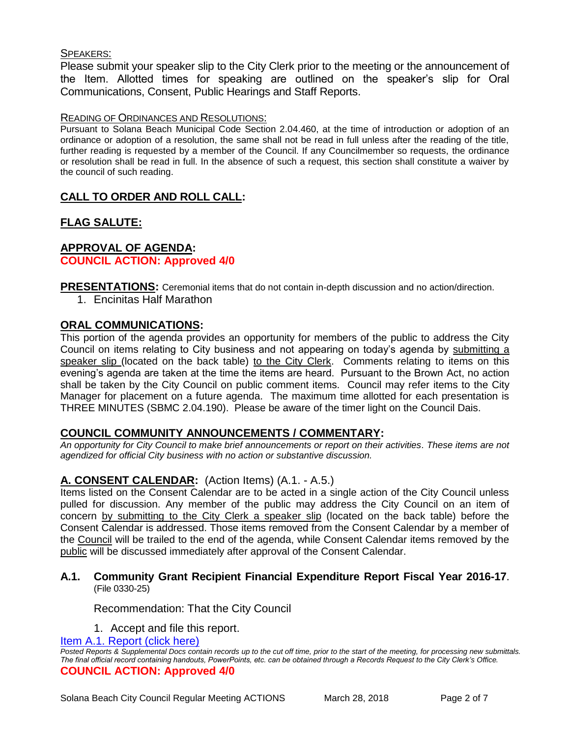SPEAKERS:

Please submit your speaker slip to the City Clerk prior to the meeting or the announcement of the Item. Allotted times for speaking are outlined on the speaker's slip for Oral Communications, Consent, Public Hearings and Staff Reports.

READING OF ORDINANCES AND RESOLUTIONS:

Pursuant to Solana Beach Municipal Code Section 2.04.460, at the time of introduction or adoption of an ordinance or adoption of a resolution, the same shall not be read in full unless after the reading of the title, further reading is requested by a member of the Council. If any Councilmember so requests, the ordinance or resolution shall be read in full. In the absence of such a request, this section shall constitute a waiver by the council of such reading.

## CALL TO ORDER AND ROLL CALL:

## FLAG SALUTE:

## APPROVAL OF AGENDA:

**COUNCIL ACTION: Approved 4/0**

**PRESENTATIONS:** Ceremonial items that do not contain in-depth discussion and no action/direction.

1. Encinitas Half Marathon

## ORAL COMMUNICATIONS:

This portion of the agenda provides an opportunity for members of the public to address the City Council on items relating to City business and not appearing on today's agenda by submitting a speaker slip (located on the back table) to the City Clerk. Comments relating to items on this evening's agenda are taken at the time the items are heard. Pursuant to the Brown Act, no action shall be taken by the City Council on public comment items. Council may refer items to the City Manager for placement on a future agenda. The maximum time allotted for each presentation is THREE MINUTES (SBMC 2.04.190). Please be aware of the timer light on the Council Dais.

## COUNCIL COMMUNITY ANNOUNCEMENTS / COMMENTARY:

*An opportunity for City Council to make brief announcements or report on their activities. These items are not agendized for official City business with no action or substantive discussion.*

## A. CONSENT CALENDAR: (Action Items) (A.1. - A.5.)

Items listed on the Consent Calendar are to be acted in a single action of the City Council unless pulled for discussion. Any member of the public may address the City Council on an item of concern by submitting to the City Clerk a speaker slip (located on the back table) before the Consent Calendar is addressed. Those items removed from the Consent Calendar by a member of the Council will be trailed to the end of the agenda, while Consent Calendar items removed by the public will be discussed immediately after approval of the Consent Calendar.

### A.1. Community Grant Recipient Financial Expenditure Report Fiscal Year 2016-17. (File 0330-25)

Recommendation: That the City Council

1. Accept and file this report.

Item A.1. Report (click here)

*Posted Reports & Supplemental Docs contain records up to the cut off time, prior to the start of the meeting, for processing new submittals. The final official record containing handouts, PowerPoints, etc. can be obtained through a Records Request to the City Clerk's Office.*

**COUNCIL ACTION: Approved 4/0**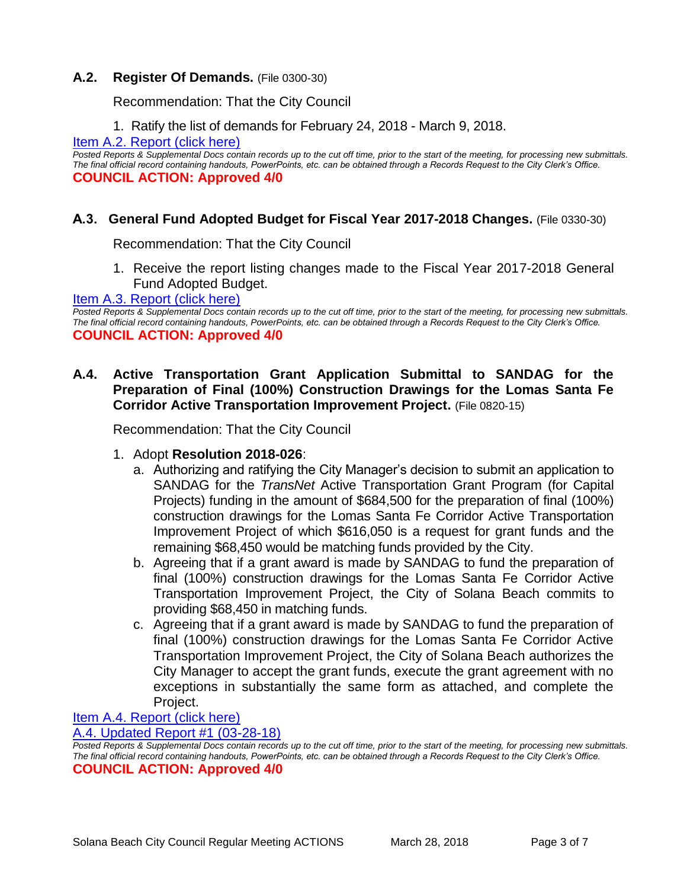### A.2. Register Of Demands. (File 0300-30)

Recommendation: That the City Council

1. Ratify the list of demands for February 24, 2018 - March 9, 2018.

[Item A.2. Report (click here)]

*Posted Reports & Supplemental Docs contain records up to the cut off time, prior to the start of the meeting, for processing new submittals. The final official record containing handouts, PowerPoints, etc. can be obtained through a Records Request to the City Clerk's Office.*

**COUNCIL ACTION: Approved 4/0**

### A.3. General Fund Adopted Budget for Fiscal Year 2017-2018 Changes. (File 0330-30)

Recommendation: That the City Council

1. Receive the report listing changes made to the Fiscal Year 2017-2018 General Fund Adopted Budget.

[Item A.3. Report (click here)]

*Posted Reports & Supplemental Docs contain records up to the cut off time, prior to the start of the meeting, for processing new submittals. The final official record containing handouts, PowerPoints, etc. can be obtained through a Records Request to the City Clerk's Office.*

**COUNCIL ACTION: Approved 4/0**

### A.4. Active Transportation Grant Application Submittal to SANDAG for the Preparation of Final (100%) Construction Drawings for the Lomas Santa Fe Corridor Active Transportation Improvement Project. (File 0820-15)

Recommendation: That the City Council

1. Adopt **Resolution 2018-026**:
   a. Authorizing and ratifying the City Manager's decision to submit an application to SANDAG for the *TransNet* Active Transportation Grant Program (for Capital Projects) funding in the amount of $684,500 for the preparation of final (100%) construction drawings for the Lomas Santa Fe Corridor Active Transportation Improvement Project of which $616,050 is a request for grant funds and the remaining $68,450 would be matching funds provided by the City.
   b. Agreeing that if a grant award is made by SANDAG to fund the preparation of final (100%) construction drawings for the Lomas Santa Fe Corridor Active Transportation Improvement Project, the City of Solana Beach commits to providing $68,450 in matching funds.
   c. Agreeing that if a grant award is made by SANDAG to fund the preparation of final (100%) construction drawings for the Lomas Santa Fe Corridor Active Transportation Improvement Project, the City of Solana Beach authorizes the City Manager to accept the grant funds, execute the grant agreement with no exceptions in substantially the same form as attached, and complete the Project.

[Item A.4. Report (click here)]

[A.4. Updated Report #1 (03-28-18)]

*Posted Reports & Supplemental Docs contain records up to the cut off time, prior to the start of the meeting, for processing new submittals. The final official record containing handouts, PowerPoints, etc. can be obtained through a Records Request to the City Clerk's Office.*

**COUNCIL ACTION: Approved 4/0**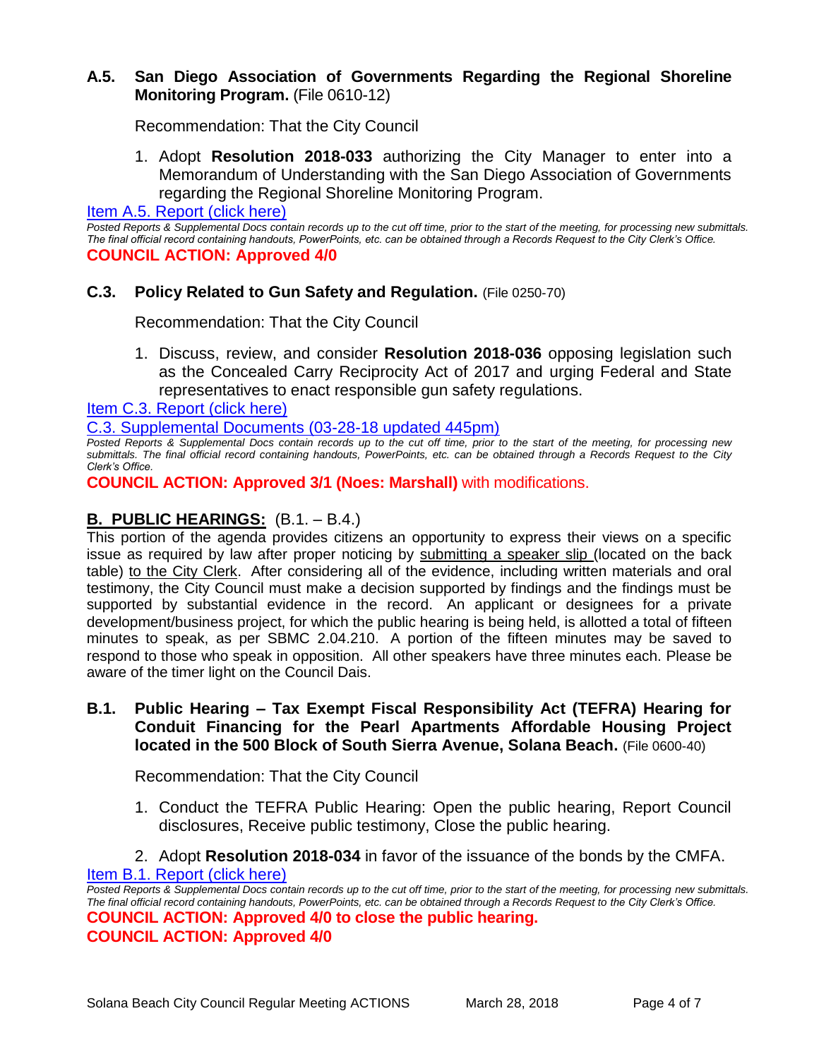### **A.5. San Diego Association of Governments Regarding the Regional Shoreline Monitoring Program.** (File 0610-12)

Recommendation: That the City Council

1. Adopt **Resolution 2018-033** authorizing the City Manager to enter into a Memorandum of Understanding with the San Diego Association of Governments regarding the Regional Shoreline Monitoring Program.

[Item A.5. Report (click here)]

*Posted Reports & Supplemental Docs contain records up to the cut off time, prior to the start of the meeting, for processing new submittals. The final official record containing handouts, PowerPoints, etc. can be obtained through a Records Request to the City Clerk's Office.*

**COUNCIL ACTION: Approved 4/0**

### **C.3. Policy Related to Gun Safety and Regulation.** (File 0250-70)

Recommendation: That the City Council

1. Discuss, review, and consider **Resolution 2018-036** opposing legislation such as the Concealed Carry Reciprocity Act of 2017 and urging Federal and State representatives to enact responsible gun safety regulations.

[Item C.3. Report (click here)]

[C.3. Supplemental Documents (03-28-18 updated 445pm)]

*Posted Reports & Supplemental Docs contain records up to the cut off time, prior to the start of the meeting, for processing new submittals. The final official record containing handouts, PowerPoints, etc. can be obtained through a Records Request to the City Clerk's Office.*

**COUNCIL ACTION: Approved 3/1 (Noes: Marshall)** with modifications.

## **B. PUBLIC HEARINGS:** (B.1. – B.4.)

This portion of the agenda provides citizens an opportunity to express their views on a specific issue as required by law after proper noticing by submitting a speaker slip (located on the back table) to the City Clerk. After considering all of the evidence, including written materials and oral testimony, the City Council must make a decision supported by findings and the findings must be supported by substantial evidence in the record. An applicant or designees for a private development/business project, for which the public hearing is being held, is allotted a total of fifteen minutes to speak, as per SBMC 2.04.210. A portion of the fifteen minutes may be saved to respond to those who speak in opposition. All other speakers have three minutes each. Please be aware of the timer light on the Council Dais.

### **B.1. Public Hearing – Tax Exempt Fiscal Responsibility Act (TEFRA) Hearing for Conduit Financing for the Pearl Apartments Affordable Housing Project located in the 500 Block of South Sierra Avenue, Solana Beach.** (File 0600-40)

Recommendation: That the City Council

1. Conduct the TEFRA Public Hearing: Open the public hearing, Report Council disclosures, Receive public testimony, Close the public hearing.
2. Adopt **Resolution 2018-034** in favor of the issuance of the bonds by the CMFA.

[Item B.1. Report (click here)]

*Posted Reports & Supplemental Docs contain records up to the cut off time, prior to the start of the meeting, for processing new submittals. The final official record containing handouts, PowerPoints, etc. can be obtained through a Records Request to the City Clerk's Office.*

**COUNCIL ACTION: Approved 4/0 to close the public hearing.**
**COUNCIL ACTION: Approved 4/0**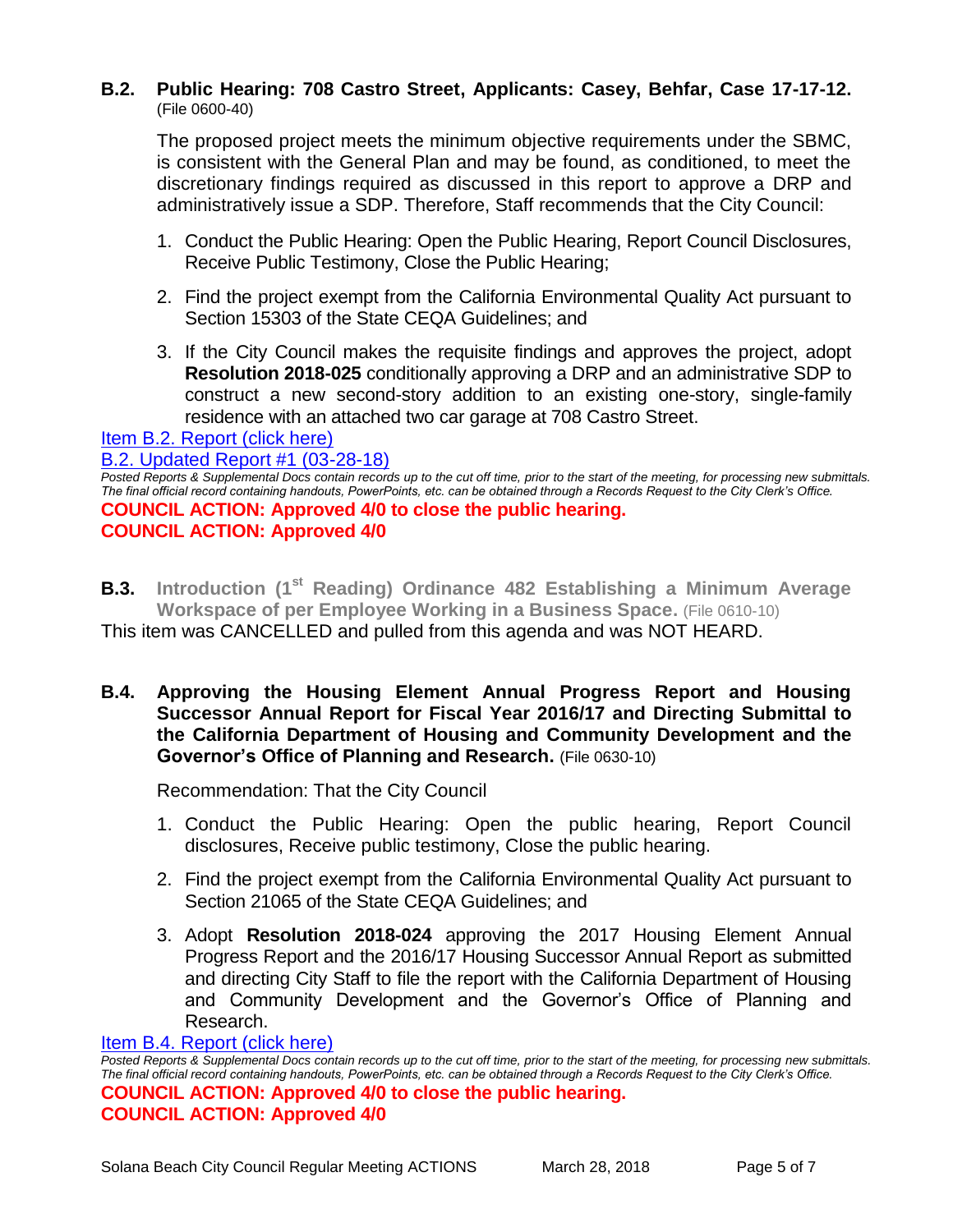**B.2. Public Hearing: 708 Castro Street, Applicants: Casey, Behfar, Case 17-17-12.** (File 0600-40)

The proposed project meets the minimum objective requirements under the SBMC, is consistent with the General Plan and may be found, as conditioned, to meet the discretionary findings required as discussed in this report to approve a DRP and administratively issue a SDP. Therefore, Staff recommends that the City Council:

1. Conduct the Public Hearing: Open the Public Hearing, Report Council Disclosures, Receive Public Testimony, Close the Public Hearing;
2. Find the project exempt from the California Environmental Quality Act pursuant to Section 15303 of the State CEQA Guidelines; and
3. If the City Council makes the requisite findings and approves the project, adopt **Resolution 2018-025** conditionally approving a DRP and an administrative SDP to construct a new second-story addition to an existing one-story, single-family residence with an attached two car garage at 708 Castro Street.

Item B.2. Report (click here)

B.2. Updated Report #1 (03-28-18)

*Posted Reports & Supplemental Docs contain records up to the cut off time, prior to the start of the meeting, for processing new submittals. The final official record containing handouts, PowerPoints, etc. can be obtained through a Records Request to the City Clerk's Office.*

**COUNCIL ACTION: Approved 4/0 to close the public hearing.**
**COUNCIL ACTION: Approved 4/0**

**B.3. Introduction (1st Reading) Ordinance 482 Establishing a Minimum Average Workspace of per Employee Working in a Business Space.** (File 0610-10)

This item was CANCELLED and pulled from this agenda and was NOT HEARD.

**B.4. Approving the Housing Element Annual Progress Report and Housing Successor Annual Report for Fiscal Year 2016/17 and Directing Submittal to the California Department of Housing and Community Development and the Governor's Office of Planning and Research.** (File 0630-10)

Recommendation: That the City Council

1. Conduct the Public Hearing: Open the public hearing, Report Council disclosures, Receive public testimony, Close the public hearing.
2. Find the project exempt from the California Environmental Quality Act pursuant to Section 21065 of the State CEQA Guidelines; and
3. Adopt **Resolution 2018-024** approving the 2017 Housing Element Annual Progress Report and the 2016/17 Housing Successor Annual Report as submitted and directing City Staff to file the report with the California Department of Housing and Community Development and the Governor's Office of Planning and Research.

Item B.4. Report (click here)

*Posted Reports & Supplemental Docs contain records up to the cut off time, prior to the start of the meeting, for processing new submittals. The final official record containing handouts, PowerPoints, etc. can be obtained through a Records Request to the City Clerk's Office.*

**COUNCIL ACTION: Approved 4/0 to close the public hearing.**
**COUNCIL ACTION: Approved 4/0**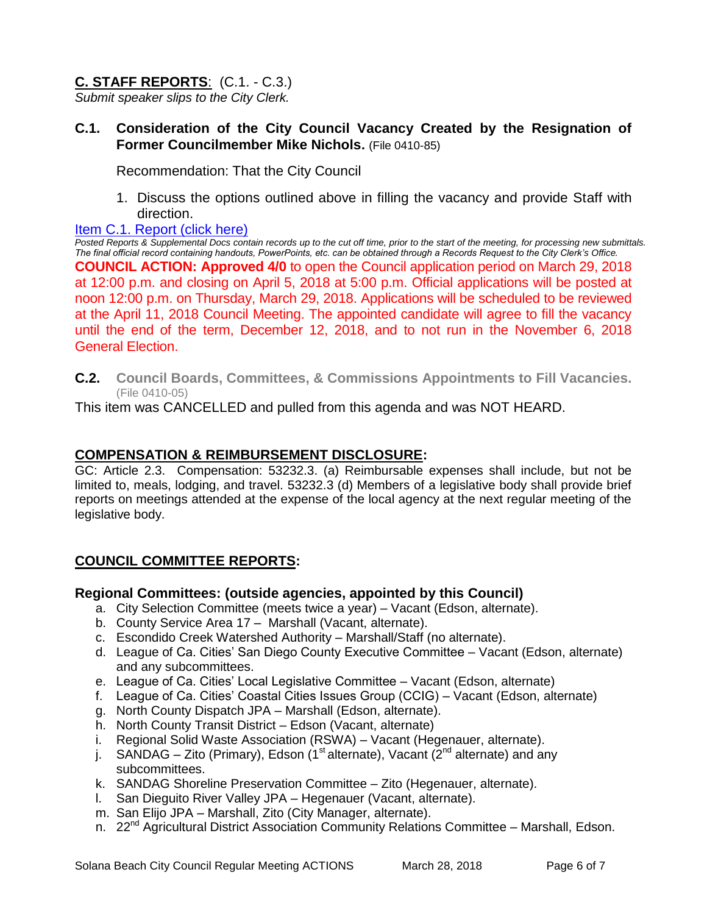## **C. STAFF REPORTS**: (C.1. - C.3.)

*Submit speaker slips to the City Clerk.*

### **C.1. Consideration of the City Council Vacancy Created by the Resignation of Former Councilmember Mike Nichols.** (File 0410-85)

Recommendation: That the City Council

1. Discuss the options outlined above in filling the vacancy and provide Staff with direction.

[Item C.1. Report (click here)]

*Posted Reports & Supplemental Docs contain records up to the cut off time, prior to the start of the meeting, for processing new submittals. The final official record containing handouts, PowerPoints, etc. can be obtained through a Records Request to the City Clerk's Office.*

**COUNCIL ACTION: Approved 4/0** to open the Council application period on March 29, 2018 at 12:00 p.m. and closing on April 5, 2018 at 5:00 p.m. Official applications will be posted at noon 12:00 p.m. on Thursday, March 29, 2018. Applications will be scheduled to be reviewed at the April 11, 2018 Council Meeting. The appointed candidate will agree to fill the vacancy until the end of the term, December 12, 2018, and to not run in the November 6, 2018 General Election.

### **C.2. Council Boards, Committees, & Commissions Appointments to Fill Vacancies.** (File 0410-05)

This item was CANCELLED and pulled from this agenda and was NOT HEARD.

## **COMPENSATION & REIMBURSEMENT DISCLOSURE:**

GC: Article 2.3. Compensation: 53232.3. (a) Reimbursable expenses shall include, but not be limited to, meals, lodging, and travel. 53232.3 (d) Members of a legislative body shall provide brief reports on meetings attended at the expense of the local agency at the next regular meeting of the legislative body.

## **COUNCIL COMMITTEE REPORTS:**

### **Regional Committees: (outside agencies, appointed by this Council)**

a. City Selection Committee (meets twice a year) – Vacant (Edson, alternate).
b. County Service Area 17 – Marshall (Vacant, alternate).
c. Escondido Creek Watershed Authority – Marshall/Staff (no alternate).
d. League of Ca. Cities' San Diego County Executive Committee – Vacant (Edson, alternate) and any subcommittees.
e. League of Ca. Cities' Local Legislative Committee – Vacant (Edson, alternate)
f. League of Ca. Cities' Coastal Cities Issues Group (CCIG) – Vacant (Edson, alternate)
g. North County Dispatch JPA – Marshall (Edson, alternate).
h. North County Transit District – Edson (Vacant, alternate)
i. Regional Solid Waste Association (RSWA) – Vacant (Hegenauer, alternate).
j. SANDAG – Zito (Primary), Edson (1st alternate), Vacant (2nd alternate) and any subcommittees.
k. SANDAG Shoreline Preservation Committee – Zito (Hegenauer, alternate).
l. San Dieguito River Valley JPA – Hegenauer (Vacant, alternate).
m. San Elijo JPA – Marshall, Zito (City Manager, alternate).
n. 22nd Agricultural District Association Community Relations Committee – Marshall, Edson.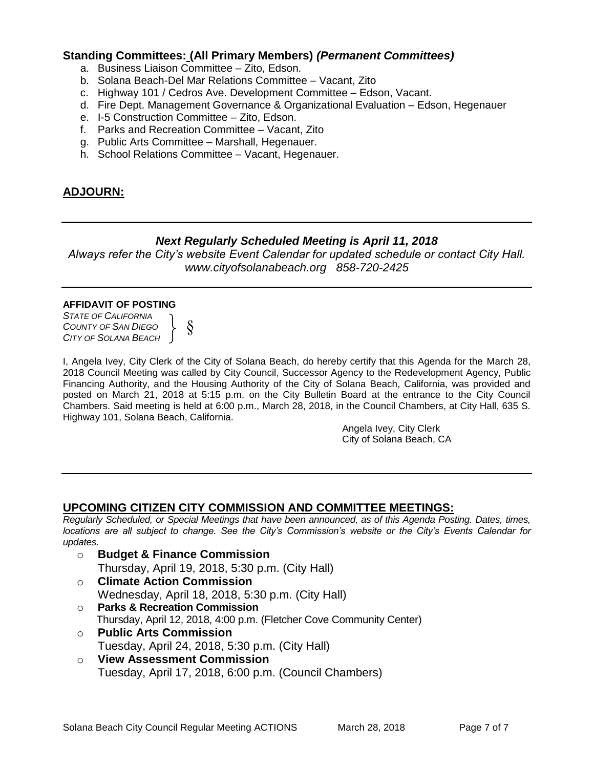**Standing Committees: (All Primary Members)** ***(Permanent Committees)***

a. Business Liaison Committee – Zito, Edson.
b. Solana Beach-Del Mar Relations Committee – Vacant, Zito
c. Highway 101 / Cedros Ave. Development Committee – Edson, Vacant.
d. Fire Dept. Management Governance & Organizational Evaluation – Edson, Hegenauer
e. I-5 Construction Committee – Zito, Edson.
f. Parks and Recreation Committee – Vacant, Zito
g. Public Arts Committee – Marshall, Hegenauer.
h. School Relations Committee – Vacant, Hegenauer.

## ADJOURN:

---

***Next Regularly Scheduled Meeting is April 11, 2018***

*Always refer the City's website Event Calendar for updated schedule or contact City Hall.*
*www.cityofsolanabeach.org 858-720-2425*

---

**AFFIDAVIT OF POSTING**

*STATE OF CALIFORNIA*
*COUNTY OF SAN DIEGO* §
*CITY OF SOLANA BEACH*

I, Angela Ivey, City Clerk of the City of Solana Beach, do hereby certify that this Agenda for the March 28, 2018 Council Meeting was called by City Council, Successor Agency to the Redevelopment Agency, Public Financing Authority, and the Housing Authority of the City of Solana Beach, California, was provided and posted on March 21, 2018 at 5:15 p.m. on the City Bulletin Board at the entrance to the City Council Chambers. Said meeting is held at 6:00 p.m., March 28, 2018, in the Council Chambers, at City Hall, 635 S. Highway 101, Solana Beach, California.

Angela Ivey, City Clerk
City of Solana Beach, CA

---

## UPCOMING CITIZEN CITY COMMISSION AND COMMITTEE MEETINGS:

*Regularly Scheduled, or Special Meetings that have been announced, as of this Agenda Posting. Dates, times, locations are all subject to change. See the City's Commission's website or the City's Events Calendar for updates.*

- **Budget & Finance Commission**
  Thursday, April 19, 2018, 5:30 p.m. (City Hall)
- **Climate Action Commission**
  Wednesday, April 18, 2018, 5:30 p.m. (City Hall)
- **Parks & Recreation Commission**
  Thursday, April 12, 2018, 4:00 p.m. (Fletcher Cove Community Center)
- **Public Arts Commission**
  Tuesday, April 24, 2018, 5:30 p.m. (City Hall)
- **View Assessment Commission**
  Tuesday, April 17, 2018, 6:00 p.m. (Council Chambers)